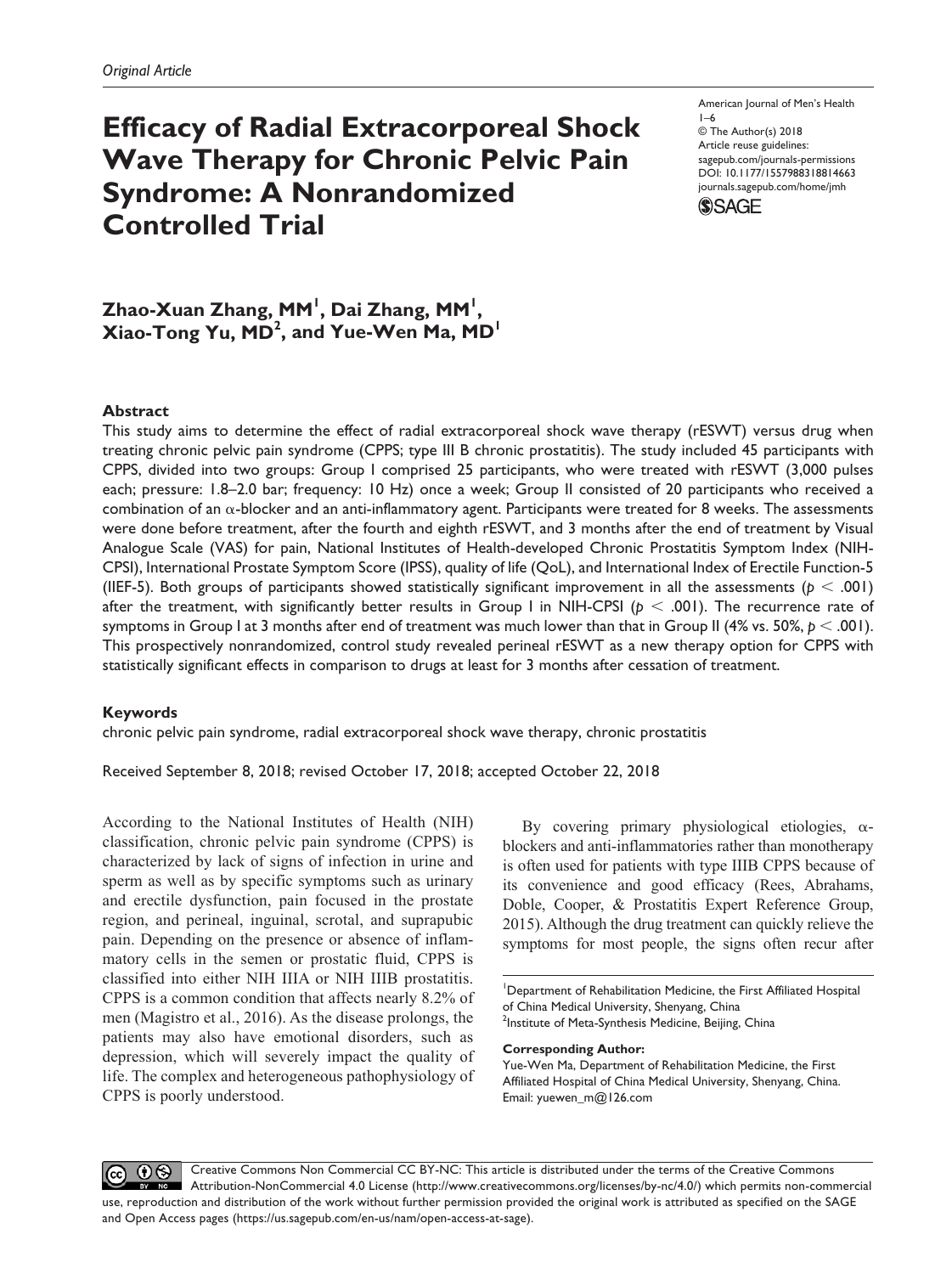*Original Article*

# Efficacy of Radial Extracorporeal Shock Wave Therapy for Chronic Pelvic Pain Syndrome: A Nonrandomized Controlled Trial

American Journal of Men's Health
1–6
© The Author(s) 2018
Article reuse guidelines:
sagepub.com/journals-permissions
DOI: 10.1177/1557988318814663
journals.sagepub.com/home/jmh

**Zhao-Xuan Zhang, MM[1], Dai Zhang, MM[1], Xiao-Tong Yu, MD[2], and Yue-Wen Ma, MD[1]**

## Abstract

This study aims to determine the effect of radial extracorporeal shock wave therapy (rESWT) versus drug when treating chronic pelvic pain syndrome (CPPS; type III B chronic prostatitis). The study included 45 participants with CPPS, divided into two groups: Group I comprised 25 participants, who were treated with rESWT (3,000 pulses each; pressure: 1.8–2.0 bar; frequency: 10 Hz) once a week; Group II consisted of 20 participants who received a combination of an α-blocker and an anti-inflammatory agent. Participants were treated for 8 weeks. The assessments were done before treatment, after the fourth and eighth rESWT, and 3 months after the end of treatment by Visual Analogue Scale (VAS) for pain, National Institutes of Health-developed Chronic Prostatitis Symptom Index (NIH-CPSI), International Prostate Symptom Score (IPSS), quality of life (QoL), and International Index of Erectile Function-5 (IIEF-5). Both groups of participants showed statistically significant improvement in all the assessments ($p < .001$) after the treatment, with significantly better results in Group I in NIH-CPSI ($p < .001$). The recurrence rate of symptoms in Group I at 3 months after end of treatment was much lower than that in Group II (4% vs. 50%, $p < .001$). This prospectively nonrandomized, control study revealed perineal rESWT as a new therapy option for CPPS with statistically significant effects in comparison to drugs at least for 3 months after cessation of treatment.

## Keywords

chronic pelvic pain syndrome, radial extracorporeal shock wave therapy, chronic prostatitis

Received September 8, 2018; revised October 17, 2018; accepted October 22, 2018

According to the National Institutes of Health (NIH) classification, chronic pelvic pain syndrome (CPPS) is characterized by lack of signs of infection in urine and sperm as well as by specific symptoms such as urinary and erectile dysfunction, pain focused in the prostate region, and perineal, inguinal, scrotal, and suprapubic pain. Depending on the presence or absence of inflammatory cells in the semen or prostatic fluid, CPPS is classified into either NIH IIIA or NIH IIIB prostatitis. CPPS is a common condition that affects nearly 8.2% of men (Magistro et al., 2016). As the disease prolongs, the patients may also have emotional disorders, such as depression, which will severely impact the quality of life. The complex and heterogeneous pathophysiology of CPPS is poorly understood.

By covering primary physiological etiologies, α-blockers and anti-inflammatories rather than monotherapy is often used for patients with type IIIB CPPS because of its convenience and good efficacy (Rees, Abrahams, Doble, Cooper, & Prostatitis Expert Reference Group, 2015). Although the drug treatment can quickly relieve the symptoms for most people, the signs often recur after

[1]Department of Rehabilitation Medicine, the First Affiliated Hospital of China Medical University, Shenyang, China
[2]Institute of Meta-Synthesis Medicine, Beijing, China

**Corresponding Author:**
Yue-Wen Ma, Department of Rehabilitation Medicine, the First Affiliated Hospital of China Medical University, Shenyang, China.
Email: yuewen_m@126.com

Creative Commons Non Commercial CC BY-NC: This article is distributed under the terms of the Creative Commons Attribution-NonCommercial 4.0 License (http://www.creativecommons.org/licenses/by-nc/4.0/) which permits non-commercial use, reproduction and distribution of the work without further permission provided the original work is attributed as specified on the SAGE and Open Access pages (https://us.sagepub.com/en-us/nam/open-access-at-sage).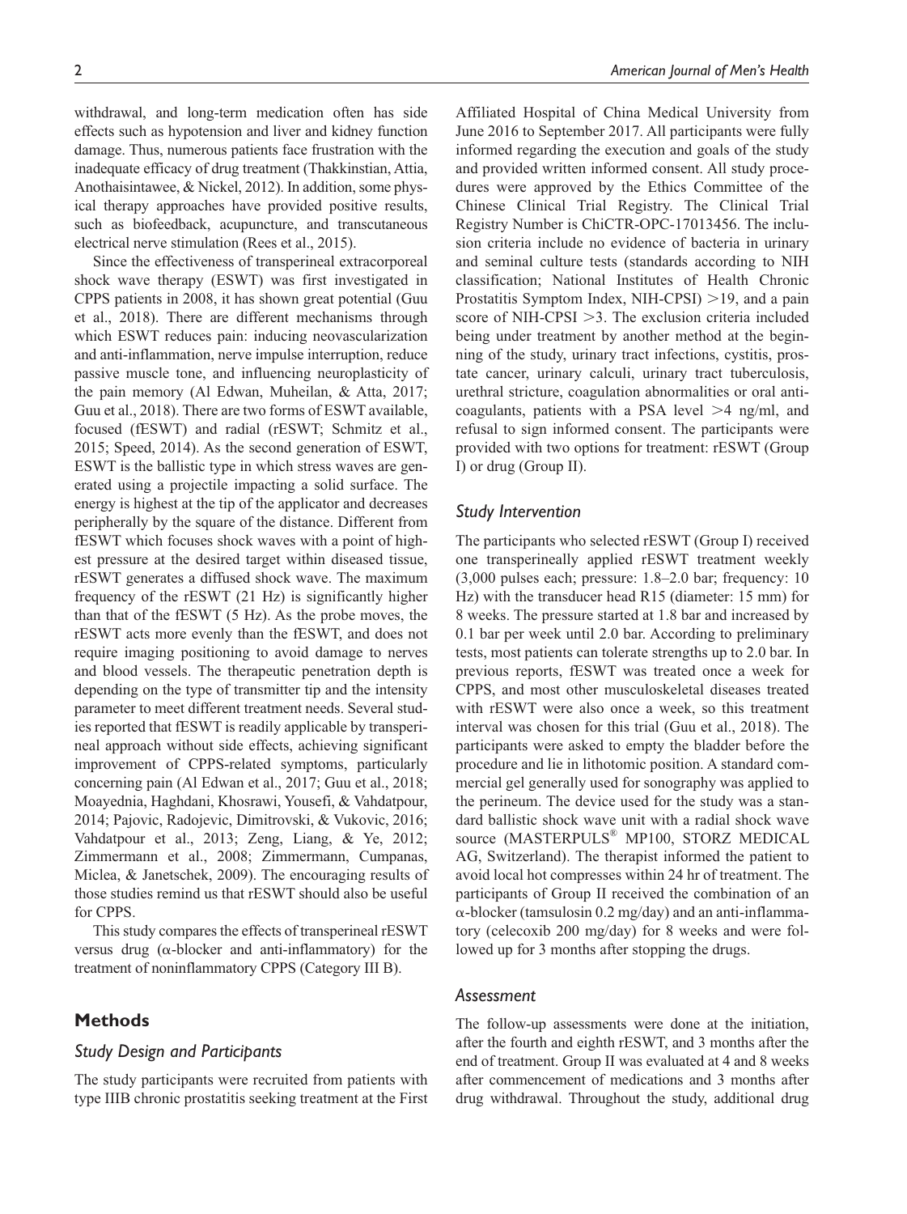withdrawal, and long-term medication often has side effects such as hypotension and liver and kidney function damage. Thus, numerous patients face frustration with the inadequate efficacy of drug treatment (Thakkinstian, Attia, Anothaisintawee, & Nickel, 2012). In addition, some physical therapy approaches have provided positive results, such as biofeedback, acupuncture, and transcutaneous electrical nerve stimulation (Rees et al., 2015).

Since the effectiveness of transperineal extracorporeal shock wave therapy (ESWT) was first investigated in CPPS patients in 2008, it has shown great potential (Guu et al., 2018). There are different mechanisms through which ESWT reduces pain: inducing neovascularization and anti-inflammation, nerve impulse interruption, reduce passive muscle tone, and influencing neuroplasticity of the pain memory (Al Edwan, Muheilan, & Atta, 2017; Guu et al., 2018). There are two forms of ESWT available, focused (fESWT) and radial (rESWT; Schmitz et al., 2015; Speed, 2014). As the second generation of ESWT, ESWT is the ballistic type in which stress waves are generated using a projectile impacting a solid surface. The energy is highest at the tip of the applicator and decreases peripherally by the square of the distance. Different from fESWT which focuses shock waves with a point of highest pressure at the desired target within diseased tissue, rESWT generates a diffused shock wave. The maximum frequency of the rESWT (21 Hz) is significantly higher than that of the fESWT (5 Hz). As the probe moves, the rESWT acts more evenly than the fESWT, and does not require imaging positioning to avoid damage to nerves and blood vessels. The therapeutic penetration depth is depending on the type of transmitter tip and the intensity parameter to meet different treatment needs. Several studies reported that fESWT is readily applicable by transperineal approach without side effects, achieving significant improvement of CPPS-related symptoms, particularly concerning pain (Al Edwan et al., 2017; Guu et al., 2018; Moayednia, Haghdani, Khosrawi, Yousefi, & Vahdatpour, 2014; Pajovic, Radojevic, Dimitrovski, & Vukovic, 2016; Vahdatpour et al., 2013; Zeng, Liang, & Ye, 2012; Zimmermann et al., 2008; Zimmermann, Cumpanas, Miclea, & Janetschek, 2009). The encouraging results of those studies remind us that rESWT should also be useful for CPPS.

This study compares the effects of transperineal rESWT versus drug (α-blocker and anti-inflammatory) for the treatment of noninflammatory CPPS (Category III B).

## Methods

### Study Design and Participants

The study participants were recruited from patients with type IIIB chronic prostatitis seeking treatment at the First Affiliated Hospital of China Medical University from June 2016 to September 2017. All participants were fully informed regarding the execution and goals of the study and provided written informed consent. All study procedures were approved by the Ethics Committee of the Chinese Clinical Trial Registry. The Clinical Trial Registry Number is ChiCTR-OPC-17013456. The inclusion criteria include no evidence of bacteria in urinary and seminal culture tests (standards according to NIH classification; National Institutes of Health Chronic Prostatitis Symptom Index, NIH-CPSI) >19, and a pain score of NIH-CPSI >3. The exclusion criteria included being under treatment by another method at the beginning of the study, urinary tract infections, cystitis, prostate cancer, urinary calculi, urinary tract tuberculosis, urethral stricture, coagulation abnormalities or oral anticoagulants, patients with a PSA level >4 ng/ml, and refusal to sign informed consent. The participants were provided with two options for treatment: rESWT (Group I) or drug (Group II).

### Study Intervention

The participants who selected rESWT (Group I) received one transperineally applied rESWT treatment weekly (3,000 pulses each; pressure: 1.8–2.0 bar; frequency: 10 Hz) with the transducer head R15 (diameter: 15 mm) for 8 weeks. The pressure started at 1.8 bar and increased by 0.1 bar per week until 2.0 bar. According to preliminary tests, most patients can tolerate strengths up to 2.0 bar. In previous reports, fESWT was treated once a week for CPPS, and most other musculoskeletal diseases treated with rESWT were also once a week, so this treatment interval was chosen for this trial (Guu et al., 2018). The participants were asked to empty the bladder before the procedure and lie in lithotomic position. A standard commercial gel generally used for sonography was applied to the perineum. The device used for the study was a standard ballistic shock wave unit with a radial shock wave source (MASTERPULS® MP100, STORZ MEDICAL AG, Switzerland). The therapist informed the patient to avoid local hot compresses within 24 hr of treatment. The participants of Group II received the combination of an α-blocker (tamsulosin 0.2 mg/day) and an anti-inflammatory (celecoxib 200 mg/day) for 8 weeks and were followed up for 3 months after stopping the drugs.

### Assessment

The follow-up assessments were done at the initiation, after the fourth and eighth rESWT, and 3 months after the end of treatment. Group II was evaluated at 4 and 8 weeks after commencement of medications and 3 months after drug withdrawal. Throughout the study, additional drug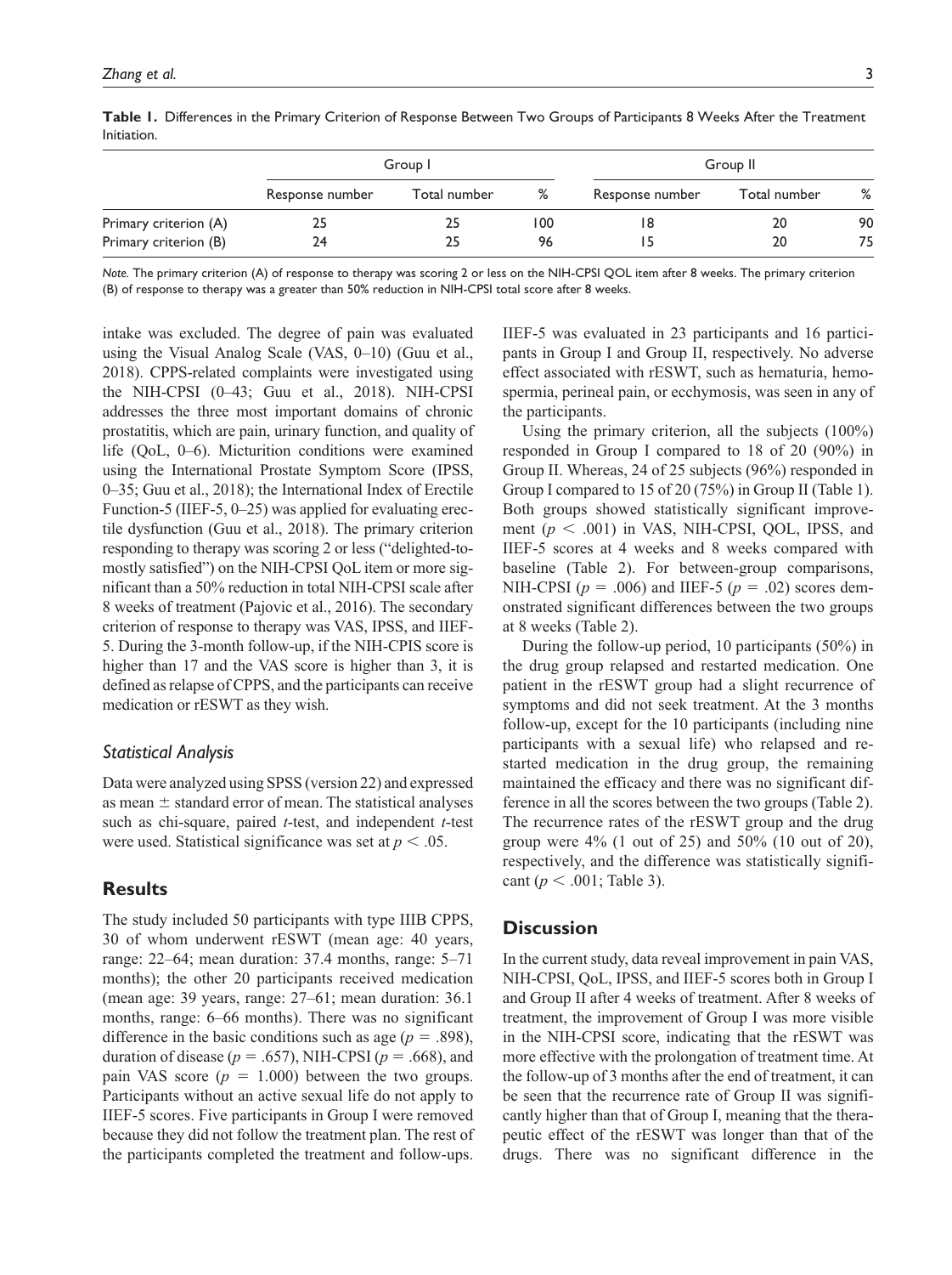**Table 1.** Differences in the Primary Criterion of Response Between Two Groups of Participants 8 Weeks After the Treatment Initiation.

| | Group I | | | Group II | | |
|---|---|---|---|---|---|---|
| | Response number | Total number | % | Response number | Total number | % |
| Primary criterion (A) | 25 | 25 | 100 | 18 | 20 | 90 |
| Primary criterion (B) | 24 | 25 | 96 | 15 | 20 | 75 |

*Note.* The primary criterion (A) of response to therapy was scoring 2 or less on the NIH-CPSI QOL item after 8 weeks. The primary criterion (B) of response to therapy was a greater than 50% reduction in NIH-CPSI total score after 8 weeks.

intake was excluded. The degree of pain was evaluated using the Visual Analog Scale (VAS, 0–10) (Guu et al., 2018). CPPS-related complaints were investigated using the NIH-CPSI (0–43; Guu et al., 2018). NIH-CPSI addresses the three most important domains of chronic prostatitis, which are pain, urinary function, and quality of life (QoL, 0–6). Micturition conditions were examined using the International Prostate Symptom Score (IPSS, 0–35; Guu et al., 2018); the International Index of Erectile Function-5 (IIEF-5, 0–25) was applied for evaluating erectile dysfunction (Guu et al., 2018). The primary criterion responding to therapy was scoring 2 or less ("delighted-to-mostly satisfied") on the NIH-CPSI QoL item or more significant than a 50% reduction in total NIH-CPSI scale after 8 weeks of treatment (Pajovic et al., 2016). The secondary criterion of response to therapy was VAS, IPSS, and IIEF-5. During the 3-month follow-up, if the NIH-CPIS score is higher than 17 and the VAS score is higher than 3, it is defined as relapse of CPPS, and the participants can receive medication or rESWT as they wish.

### Statistical Analysis

Data were analyzed using SPSS (version 22) and expressed as mean ± standard error of mean. The statistical analyses such as chi-square, paired *t*-test, and independent *t*-test were used. Statistical significance was set at $p < .05$.

## Results

The study included 50 participants with type IIIB CPPS, 30 of whom underwent rESWT (mean age: 40 years, range: 22–64; mean duration: 37.4 months, range: 5–71 months); the other 20 participants received medication (mean age: 39 years, range: 27–61; mean duration: 36.1 months, range: 6–66 months). There was no significant difference in the basic conditions such as age ($p = .898$), duration of disease ($p = .657$), NIH-CPSI ($p = .668$), and pain VAS score ($p = 1.000$) between the two groups. Participants without an active sexual life do not apply to IIEF-5 scores. Five participants in Group I were removed because they did not follow the treatment plan. The rest of the participants completed the treatment and follow-ups. IIEF-5 was evaluated in 23 participants and 16 participants in Group I and Group II, respectively. No adverse effect associated with rESWT, such as hematuria, hemospermia, perineal pain, or ecchymosis, was seen in any of the participants.

Using the primary criterion, all the subjects (100%) responded in Group I compared to 18 of 20 (90%) in Group II. Whereas, 24 of 25 subjects (96%) responded in Group I compared to 15 of 20 (75%) in Group II (Table 1). Both groups showed statistically significant improvement ($p < .001$) in VAS, NIH-CPSI, QOL, IPSS, and IIEF-5 scores at 4 weeks and 8 weeks compared with baseline (Table 2). For between-group comparisons, NIH-CPSI ($p = .006$) and IIEF-5 ($p = .02$) scores demonstrated significant differences between the two groups at 8 weeks (Table 2).

During the follow-up period, 10 participants (50%) in the drug group relapsed and restarted medication. One patient in the rESWT group had a slight recurrence of symptoms and did not seek treatment. At the 3 months follow-up, except for the 10 participants (including nine participants with a sexual life) who relapsed and restarted medication in the drug group, the remaining maintained the efficacy and there was no significant difference in all the scores between the two groups (Table 2). The recurrence rates of the rESWT group and the drug group were 4% (1 out of 25) and 50% (10 out of 20), respectively, and the difference was statistically significant ($p < .001$; Table 3).

## Discussion

In the current study, data reveal improvement in pain VAS, NIH-CPSI, QoL, IPSS, and IIEF-5 scores both in Group I and Group II after 4 weeks of treatment. After 8 weeks of treatment, the improvement of Group I was more visible in the NIH-CPSI score, indicating that the rESWT was more effective with the prolongation of treatment time. At the follow-up of 3 months after the end of treatment, it can be seen that the recurrence rate of Group II was significantly higher than that of Group I, meaning that the therapeutic effect of the rESWT was longer than that of the drugs. There was no significant difference in the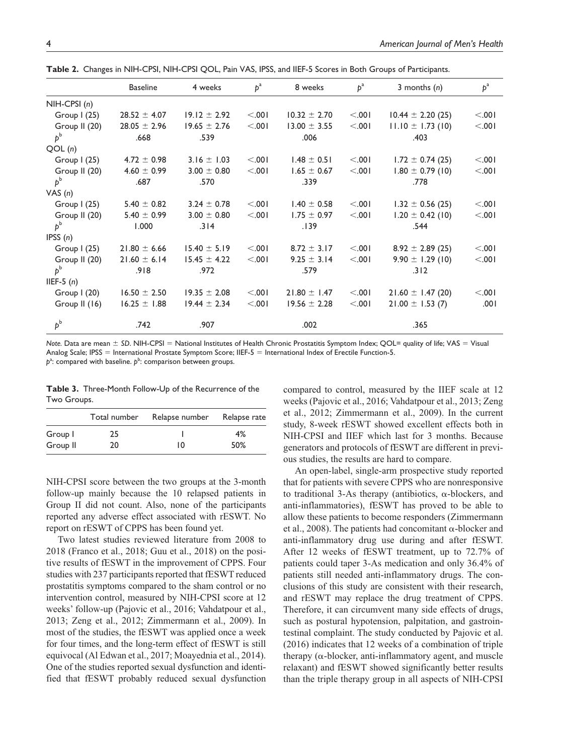**Table 2.** Changes in NIH-CPSI, NIH-CPSI QOL, Pain VAS, IPSS, and IIEF-5 Scores in Both Groups of Participants.

| | Baseline | 4 weeks | $p^a$ | 8 weeks | $p^a$ | 3 months (*n*) | $p^a$ |
|---|---|---|---|---|---|---|---|
| NIH-CPSI (*n*) | | | | | | | |
| Group I (25) | 28.52 ± 4.07 | 19.12 ± 2.92 | <.001 | 10.32 ± 2.70 | <.001 | 10.44 ± 2.20 (25) | <.001 |
| Group II (20) | 28.05 ± 2.96 | 19.65 ± 2.76 | <.001 | 13.00 ± 3.55 | <.001 | 11.10 ± 1.73 (10) | <.001 |
| $p^b$ | .668 | .539 | | .006 | | .403 | |
| QOL (*n*) | | | | | | | |
| Group I (25) | 4.72 ± 0.98 | 3.16 ± 1.03 | <.001 | 1.48 ± 0.51 | <.001 | 1.72 ± 0.74 (25) | <.001 |
| Group II (20) | 4.60 ± 0.99 | 3.00 ± 0.80 | <.001 | 1.65 ± 0.67 | <.001 | 1.80 ± 0.79 (10) | <.001 |
| $p^b$ | .687 | .570 | | .339 | | .778 | |
| VAS (*n*) | | | | | | | |
| Group I (25) | 5.40 ± 0.82 | 3.24 ± 0.78 | <.001 | 1.40 ± 0.58 | <.001 | 1.32 ± 0.56 (25) | <.001 |
| Group II (20) | 5.40 ± 0.99 | 3.00 ± 0.80 | <.001 | 1.75 ± 0.97 | <.001 | 1.20 ± 0.42 (10) | <.001 |
| $p^b$ | 1.000 | .314 | | .139 | | .544 | |
| IPSS (*n*) | | | | | | | |
| Group I (25) | 21.80 ± 6.66 | 15.40 ± 5.19 | <.001 | 8.72 ± 3.17 | <.001 | 8.92 ± 2.89 (25) | <.001 |
| Group II (20) | 21.60 ± 6.14 | 15.45 ± 4.22 | <.001 | 9.25 ± 3.14 | <.001 | 9.90 ± 1.29 (10) | <.001 |
| $p^b$ | .918 | .972 | | .579 | | .312 | |
| IIEF-5 (*n*) | | | | | | | |
| Group I (20) | 16.50 ± 2.50 | 19.35 ± 2.08 | <.001 | 21.80 ± 1.47 | <.001 | 21.60 ± 1.47 (20) | <.001 |
| Group II (16) | 16.25 ± 1.88 | 19.44 ± 2.34 | <.001 | 19.56 ± 2.28 | <.001 | 21.00 ± 1.53 (7) | .001 |
| $p^b$ | .742 | .907 | | .002 | | .365 | |

*Note.* Data are mean ± *SD*. NIH-CPSI = National Institutes of Health Chronic Prostatitis Symptom Index; QOL= quality of life; VAS = Visual Analog Scale; IPSS = International Prostate Symptom Score; IIEF-5 = International Index of Erectile Function-5.
$p^a$: compared with baseline. $p^b$: comparison between groups.

**Table 3.** Three-Month Follow-Up of the Recurrence of the Two Groups.

| | Total number | Relapse number | Relapse rate |
|---|---|---|---|
| Group I | 25 | 1 | 4% |
| Group II | 20 | 10 | 50% |

NIH-CPSI score between the two groups at the 3-month follow-up mainly because the 10 relapsed patients in Group II did not count. Also, none of the participants reported any adverse effect associated with rESWT. No report on rESWT of CPPS has been found yet.

Two latest studies reviewed literature from 2008 to 2018 (Franco et al., 2018; Guu et al., 2018) on the positive results of fESWT in the improvement of CPPS. Four studies with 237 participants reported that fESWT reduced prostatitis symptoms compared to the sham control or no intervention control, measured by NIH-CPSI score at 12 weeks' follow-up (Pajovic et al., 2016; Vahdatpour et al., 2013; Zeng et al., 2012; Zimmermann et al., 2009). In most of the studies, the fESWT was applied once a week for four times, and the long-term effect of fESWT is still equivocal (Al Edwan et al., 2017; Moayednia et al., 2014). One of the studies reported sexual dysfunction and identified that fESWT probably reduced sexual dysfunction compared to control, measured by the IIEF scale at 12 weeks (Pajovic et al., 2016; Vahdatpour et al., 2013; Zeng et al., 2012; Zimmermann et al., 2009). In the current study, 8-week rESWT showed excellent effects both in NIH-CPSI and IIEF which last for 3 months. Because generators and protocols of fESWT are different in previous studies, the results are hard to compare.

An open-label, single-arm prospective study reported that for patients with severe CPPS who are nonresponsive to traditional 3-As therapy (antibiotics, α-blockers, and anti-inflammatories), fESWT has proved to be able to allow these patients to become responders (Zimmermann et al., 2008). The patients had concomitant α-blocker and anti-inflammatory drug use during and after fESWT. After 12 weeks of fESWT treatment, up to 72.7% of patients could taper 3-As medication and only 36.4% of patients still needed anti-inflammatory drugs. The conclusions of this study are consistent with their research, and rESWT may replace the drug treatment of CPPS. Therefore, it can circumvent many side effects of drugs, such as postural hypotension, palpitation, and gastrointestinal complaint. The study conducted by Pajovic et al. (2016) indicates that 12 weeks of a combination of triple therapy (α-blocker, anti-inflammatory agent, and muscle relaxant) and fESWT showed significantly better results than the triple therapy group in all aspects of NIH-CPSI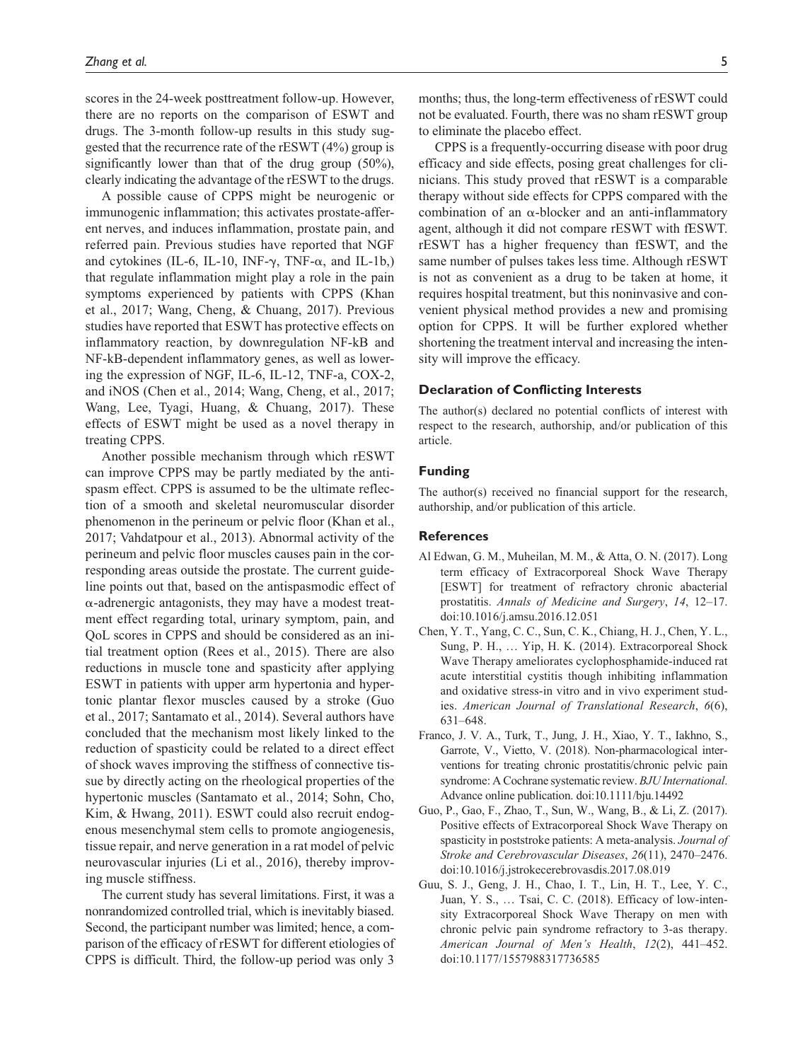scores in the 24-week posttreatment follow-up. However, there are no reports on the comparison of ESWT and drugs. The 3-month follow-up results in this study suggested that the recurrence rate of the rESWT (4%) group is significantly lower than that of the drug group (50%), clearly indicating the advantage of the rESWT to the drugs.

A possible cause of CPPS might be neurogenic or immunogenic inflammation; this activates prostate-afferent nerves, and induces inflammation, prostate pain, and referred pain. Previous studies have reported that NGF and cytokines (IL-6, IL-10, INF-$\gamma$, TNF-$\alpha$, and IL-1b,) that regulate inflammation might play a role in the pain symptoms experienced by patients with CPPS (Khan et al., 2017; Wang, Cheng, & Chuang, 2017). Previous studies have reported that ESWT has protective effects on inflammatory reaction, by downregulation NF-kB and NF-kB-dependent inflammatory genes, as well as lowering the expression of NGF, IL-6, IL-12, TNF-a, COX-2, and iNOS (Chen et al., 2014; Wang, Cheng, et al., 2017; Wang, Lee, Tyagi, Huang, & Chuang, 2017). These effects of ESWT might be used as a novel therapy in treating CPPS.

Another possible mechanism through which rESWT can improve CPPS may be partly mediated by the antispasm effect. CPPS is assumed to be the ultimate reflection of a smooth and skeletal neuromuscular disorder phenomenon in the perineum or pelvic floor (Khan et al., 2017; Vahdatpour et al., 2013). Abnormal activity of the perineum and pelvic floor muscles causes pain in the corresponding areas outside the prostate. The current guideline points out that, based on the antispasmodic effect of $\alpha$-adrenergic antagonists, they may have a modest treatment effect regarding total, urinary symptom, pain, and QoL scores in CPPS and should be considered as an initial treatment option (Rees et al., 2015). There are also reductions in muscle tone and spasticity after applying ESWT in patients with upper arm hypertonia and hypertonic plantar flexor muscles caused by a stroke (Guo et al., 2017; Santamato et al., 2014). Several authors have concluded that the mechanism most likely linked to the reduction of spasticity could be related to a direct effect of shock waves improving the stiffness of connective tissue by directly acting on the rheological properties of the hypertonic muscles (Santamato et al., 2014; Sohn, Cho, Kim, & Hwang, 2011). ESWT could also recruit endogenous mesenchymal stem cells to promote angiogenesis, tissue repair, and nerve generation in a rat model of pelvic neurovascular injuries (Li et al., 2016), thereby improving muscle stiffness.

The current study has several limitations. First, it was a nonrandomized controlled trial, which is inevitably biased. Second, the participant number was limited; hence, a comparison of the efficacy of rESWT for different etiologies of CPPS is difficult. Third, the follow-up period was only 3 months; thus, the long-term effectiveness of rESWT could not be evaluated. Fourth, there was no sham rESWT group to eliminate the placebo effect.

CPPS is a frequently-occurring disease with poor drug efficacy and side effects, posing great challenges for clinicians. This study proved that rESWT is a comparable therapy without side effects for CPPS compared with the combination of an $\alpha$-blocker and an anti-inflammatory agent, although it did not compare rESWT with fESWT. rESWT has a higher frequency than fESWT, and the same number of pulses takes less time. Although rESWT is not as convenient as a drug to be taken at home, it requires hospital treatment, but this noninvasive and convenient physical method provides a new and promising option for CPPS. It will be further explored whether shortening the treatment interval and increasing the intensity will improve the efficacy.

### Declaration of Conflicting Interests

The author(s) declared no potential conflicts of interest with respect to the research, authorship, and/or publication of this article.

### Funding

The author(s) received no financial support for the research, authorship, and/or publication of this article.

### References

Al Edwan, G. M., Muheilan, M. M., & Atta, O. N. (2017). Long term efficacy of Extracorporeal Shock Wave Therapy [ESWT] for treatment of refractory chronic abacterial prostatitis. *Annals of Medicine and Surgery*, *14*, 12–17. doi:10.1016/j.amsu.2016.12.051

Chen, Y. T., Yang, C. C., Sun, C. K., Chiang, H. J., Chen, Y. L., Sung, P. H., … Yip, H. K. (2014). Extracorporeal Shock Wave Therapy ameliorates cyclophosphamide-induced rat acute interstitial cystitis though inhibiting inflammation and oxidative stress-in vitro and in vivo experiment studies. *American Journal of Translational Research*, *6*(6), 631–648.

Franco, J. V. A., Turk, T., Jung, J. H., Xiao, Y. T., Iakhno, S., Garrote, V., Vietto, V. (2018). Non-pharmacological interventions for treating chronic prostatitis/chronic pelvic pain syndrome: A Cochrane systematic review. *BJU International*. Advance online publication. doi:10.1111/bju.14492

Guo, P., Gao, F., Zhao, T., Sun, W., Wang, B., & Li, Z. (2017). Positive effects of Extracorporeal Shock Wave Therapy on spasticity in poststroke patients: A meta-analysis. *Journal of Stroke and Cerebrovascular Diseases*, *26*(11), 2470–2476. doi:10.1016/j.jstrokecerebrovasdis.2017.08.019

Guu, S. J., Geng, J. H., Chao, I. T., Lin, H. T., Lee, Y. C., Juan, Y. S., … Tsai, C. C. (2018). Efficacy of low-intensity Extracorporeal Shock Wave Therapy on men with chronic pelvic pain syndrome refractory to 3-as therapy. *American Journal of Men's Health*, *12*(2), 441–452. doi:10.1177/1557988317736585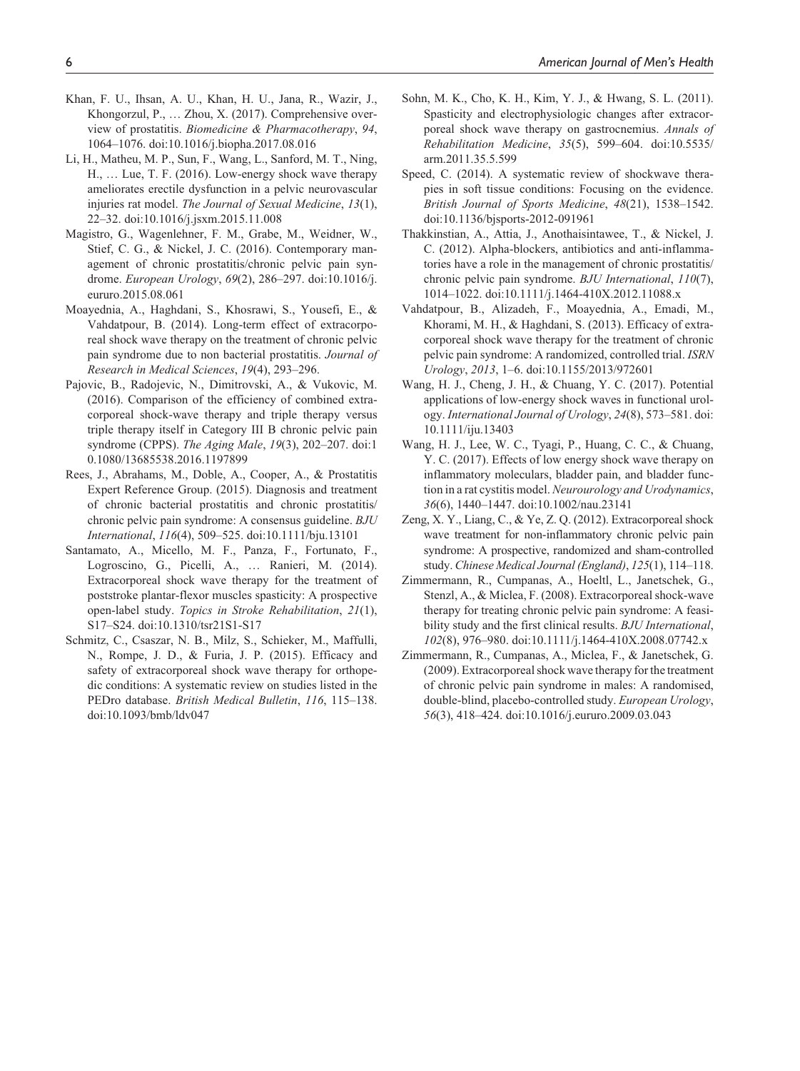Khan, F. U., Ihsan, A. U., Khan, H. U., Jana, R., Wazir, J., Khongorzul, P., … Zhou, X. (2017). Comprehensive overview of prostatitis. *Biomedicine & Pharmacotherapy*, *94*, 1064–1076. doi:10.1016/j.biopha.2017.08.016

Li, H., Matheu, M. P., Sun, F., Wang, L., Sanford, M. T., Ning, H., … Lue, T. F. (2016). Low-energy shock wave therapy ameliorates erectile dysfunction in a pelvic neurovascular injuries rat model. *The Journal of Sexual Medicine*, *13*(1), 22–32. doi:10.1016/j.jsxm.2015.11.008

Magistro, G., Wagenlehner, F. M., Grabe, M., Weidner, W., Stief, C. G., & Nickel, J. C. (2016). Contemporary management of chronic prostatitis/chronic pelvic pain syndrome. *European Urology*, *69*(2), 286–297. doi:10.1016/j.eururo.2015.08.061

Moayednia, A., Haghdani, S., Khosrawi, S., Yousefi, E., & Vahdatpour, B. (2014). Long-term effect of extracorporeal shock wave therapy on the treatment of chronic pelvic pain syndrome due to non bacterial prostatitis. *Journal of Research in Medical Sciences*, *19*(4), 293–296.

Pajovic, B., Radojevic, N., Dimitrovski, A., & Vukovic, M. (2016). Comparison of the efficiency of combined extracorporeal shock-wave therapy and triple therapy versus triple therapy itself in Category III B chronic pelvic pain syndrome (CPPS). *The Aging Male*, *19*(3), 202–207. doi:10.1080/13685538.2016.1197899

Rees, J., Abrahams, M., Doble, A., Cooper, A., & Prostatitis Expert Reference Group. (2015). Diagnosis and treatment of chronic bacterial prostatitis and chronic prostatitis/chronic pelvic pain syndrome: A consensus guideline. *BJU International*, *116*(4), 509–525. doi:10.1111/bju.13101

Santamato, A., Micello, M. F., Panza, F., Fortunato, F., Logroscino, G., Picelli, A., … Ranieri, M. (2014). Extracorporeal shock wave therapy for the treatment of poststroke plantar-flexor muscles spasticity: A prospective open-label study. *Topics in Stroke Rehabilitation*, *21*(1), S17–S24. doi:10.1310/tsr21S1-S17

Schmitz, C., Csaszar, N. B., Milz, S., Schieker, M., Maffulli, N., Rompe, J. D., & Furia, J. P. (2015). Efficacy and safety of extracorporeal shock wave therapy for orthopedic conditions: A systematic review on studies listed in the PEDro database. *British Medical Bulletin*, *116*, 115–138. doi:10.1093/bmb/ldv047

Sohn, M. K., Cho, K. H., Kim, Y. J., & Hwang, S. L. (2011). Spasticity and electrophysiologic changes after extracorporeal shock wave therapy on gastrocnemius. *Annals of Rehabilitation Medicine*, *35*(5), 599–604. doi:10.5535/arm.2011.35.5.599

Speed, C. (2014). A systematic review of shockwave therapies in soft tissue conditions: Focusing on the evidence. *British Journal of Sports Medicine*, *48*(21), 1538–1542. doi:10.1136/bjsports-2012-091961

Thakkinstian, A., Attia, J., Anothaisintawee, T., & Nickel, J. C. (2012). Alpha-blockers, antibiotics and anti-inflammatories have a role in the management of chronic prostatitis/chronic pelvic pain syndrome. *BJU International*, *110*(7), 1014–1022. doi:10.1111/j.1464-410X.2012.11088.x

Vahdatpour, B., Alizadeh, F., Moayednia, A., Emadi, M., Khorami, M. H., & Haghdani, S. (2013). Efficacy of extracorporeal shock wave therapy for the treatment of chronic pelvic pain syndrome: A randomized, controlled trial. *ISRN Urology*, *2013*, 1–6. doi:10.1155/2013/972601

Wang, H. J., Cheng, J. H., & Chuang, Y. C. (2017). Potential applications of low-energy shock waves in functional urology. *International Journal of Urology*, *24*(8), 573–581. doi:10.1111/iju.13403

Wang, H. J., Lee, W. C., Tyagi, P., Huang, C. C., & Chuang, Y. C. (2017). Effects of low energy shock wave therapy on inflammatory moleculars, bladder pain, and bladder function in a rat cystitis model. *Neurourology and Urodynamics*, *36*(6), 1440–1447. doi:10.1002/nau.23141

Zeng, X. Y., Liang, C., & Ye, Z. Q. (2012). Extracorporeal shock wave treatment for non-inflammatory chronic pelvic pain syndrome: A prospective, randomized and sham-controlled study. *Chinese Medical Journal (England)*, *125*(1), 114–118.

Zimmermann, R., Cumpanas, A., Hoeltl, L., Janetschek, G., Stenzl, A., & Miclea, F. (2008). Extracorporeal shock-wave therapy for treating chronic pelvic pain syndrome: A feasibility study and the first clinical results. *BJU International*, *102*(8), 976–980. doi:10.1111/j.1464-410X.2008.07742.x

Zimmermann, R., Cumpanas, A., Miclea, F., & Janetschek, G. (2009). Extracorporeal shock wave therapy for the treatment of chronic pelvic pain syndrome in males: A randomised, double-blind, placebo-controlled study. *European Urology*, *56*(3), 418–424. doi:10.1016/j.eururo.2009.03.043